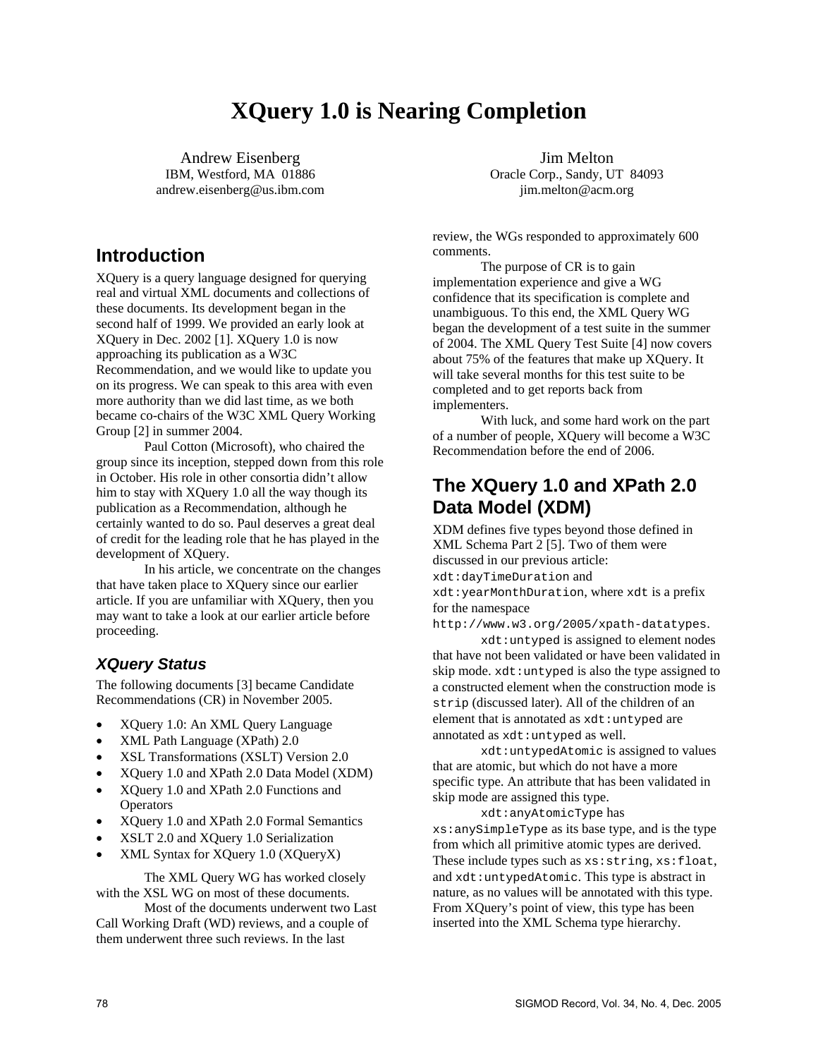# XQuery 1.0 is Nearing Completion

Andrew Eisenberg
IBM, Westford, MA 01886
andrew.eisenberg@us.ibm.com

Jim Melton
Oracle Corp., Sandy, UT 84093
jim.melton@acm.org

## Introduction

XQuery is a query language designed for querying real and virtual XML documents and collections of these documents. Its development began in the second half of 1999. We provided an early look at XQuery in Dec. 2002 [1]. XQuery 1.0 is now approaching its publication as a W3C Recommendation, and we would like to update you on its progress. We can speak to this area with even more authority than we did last time, as we both became co-chairs of the W3C XML Query Working Group [2] in summer 2004.

Paul Cotton (Microsoft), who chaired the group since its inception, stepped down from this role in October. His role in other consortia didn't allow him to stay with XQuery 1.0 all the way though its publication as a Recommendation, although he certainly wanted to do so. Paul deserves a great deal of credit for the leading role that he has played in the development of XQuery.

In his article, we concentrate on the changes that have taken place to XQuery since our earlier article. If you are unfamiliar with XQuery, then you may want to take a look at our earlier article before proceeding.

### *XQuery Status*

The following documents [3] became Candidate Recommendations (CR) in November 2005.

- XQuery 1.0: An XML Query Language
- XML Path Language (XPath) 2.0
- XSL Transformations (XSLT) Version 2.0
- XQuery 1.0 and XPath 2.0 Data Model (XDM)
- XQuery 1.0 and XPath 2.0 Functions and Operators
- XQuery 1.0 and XPath 2.0 Formal Semantics
- XSLT 2.0 and XQuery 1.0 Serialization
- XML Syntax for XQuery 1.0 (XQueryX)

The XML Query WG has worked closely with the XSL WG on most of these documents.

Most of the documents underwent two Last Call Working Draft (WD) reviews, and a couple of them underwent three such reviews. In the last review, the WGs responded to approximately 600 comments.

The purpose of CR is to gain implementation experience and give a WG confidence that its specification is complete and unambiguous. To this end, the XML Query WG began the development of a test suite in the summer of 2004. The XML Query Test Suite [4] now covers about 75% of the features that make up XQuery. It will take several months for this test suite to be completed and to get reports back from implementers.

With luck, and some hard work on the part of a number of people, XQuery will become a W3C Recommendation before the end of 2006.

## The XQuery 1.0 and XPath 2.0 Data Model (XDM)

XDM defines five types beyond those defined in XML Schema Part 2 [5]. Two of them were discussed in our previous article: `xdt:dayTimeDuration` and `xdt:yearMonthDuration`, where `xdt` is a prefix for the namespace `http://www.w3.org/2005/xpath-datatypes`.

`xdt:untyped` is assigned to element nodes that have not been validated or have been validated in skip mode. `xdt:untyped` is also the type assigned to a constructed element when the construction mode is `strip` (discussed later). All of the children of an element that is annotated as `xdt:untyped` are annotated as `xdt:untyped` as well.

`xdt:untypedAtomic` is assigned to values that are atomic, but which do not have a more specific type. An attribute that has been validated in skip mode are assigned this type.

`xdt:anyAtomicType` has `xs:anySimpleType` as its base type, and is the type from which all primitive atomic types are derived. These include types such as `xs:string`, `xs:float`, and `xdt:untypedAtomic`. This type is abstract in nature, as no values will be annotated with this type. From XQuery's point of view, this type has been inserted into the XML Schema type hierarchy.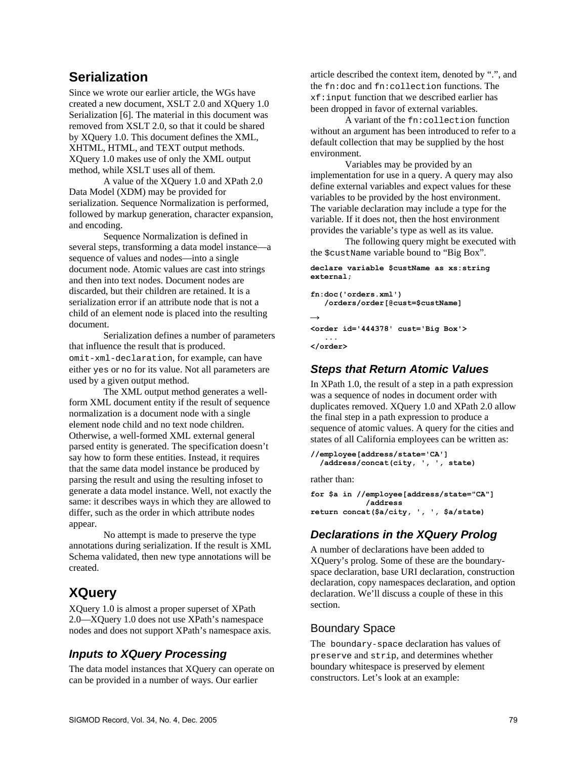## Serialization

Since we wrote our earlier article, the WGs have created a new document, XSLT 2.0 and XQuery 1.0 Serialization [6]. The material in this document was removed from XSLT 2.0, so that it could be shared by XQuery 1.0. This document defines the XML, XHTML, HTML, and TEXT output methods. XQuery 1.0 makes use of only the XML output method, while XSLT uses all of them.

A value of the XQuery 1.0 and XPath 2.0 Data Model (XDM) may be provided for serialization. Sequence Normalization is performed, followed by markup generation, character expansion, and encoding.

Sequence Normalization is defined in several steps, transforming a data model instance—a sequence of values and nodes—into a single document node. Atomic values are cast into strings and then into text nodes. Document nodes are discarded, but their children are retained. It is a serialization error if an attribute node that is not a child of an element node is placed into the resulting document.

Serialization defines a number of parameters that influence the result that is produced. `omit-xml-declaration`, for example, can have either `yes` or `no` for its value. Not all parameters are used by a given output method.

The XML output method generates a well-form XML document entity if the result of sequence normalization is a document node with a single element node child and no text node children. Otherwise, a well-formed XML external general parsed entity is generated. The specification doesn't say how to form these entities. Instead, it requires that the same data model instance be produced by parsing the result and using the resulting infoset to generate a data model instance. Well, not exactly the same: it describes ways in which they are allowed to differ, such as the order in which attribute nodes appear.

No attempt is made to preserve the type annotations during serialization. If the result is XML Schema validated, then new type annotations will be created.

## XQuery

XQuery 1.0 is almost a proper superset of XPath 2.0—XQuery 1.0 does not use XPath's namespace nodes and does not support XPath's namespace axis.

### *Inputs to XQuery Processing*

The data model instances that XQuery can operate on can be provided in a number of ways. Our earlier article described the context item, denoted by ".", and the `fn:doc` and `fn:collection` functions. The `xf:input` function that we described earlier has been dropped in favor of external variables.

A variant of the `fn:collection` function without an argument has been introduced to refer to a default collection that may be supplied by the host environment.

Variables may be provided by an implementation for use in a query. A query may also define external variables and expect values for these variables to be provided by the host environment. The variable declaration may include a type for the variable. If it does not, then the host environment provides the variable's type as well as its value.

The following query might be executed with the `$custName` variable bound to "Big Box".

```
declare variable $custName as xs:string
external;

fn:doc('orders.xml')
   /orders/order[@cust=$custName]

→
<order id='444378' cust='Big Box'>
   ...
</order>
```

### *Steps that Return Atomic Values*

In XPath 1.0, the result of a step in a path expression was a sequence of nodes in document order with duplicates removed. XQuery 1.0 and XPath 2.0 allow the final step in a path expression to produce a sequence of atomic values. A query for the cities and states of all California employees can be written as:

```
//employee[address/state='CA']
  /address/concat(city, ', ', state)
```

rather than:

```
for $a in //employee[address/state="CA"]
          /address
return concat($a/city, ', ', $a/state)
```

### *Declarations in the XQuery Prolog*

A number of declarations have been added to XQuery's prolog. Some of these are the boundary-space declaration, base URI declaration, construction declaration, copy namespaces declaration, and option declaration. We'll discuss a couple of these in this section.

#### Boundary Space

The `boundary-space` declaration has values of `preserve` and `strip`, and determines whether boundary whitespace is preserved by element constructors. Let's look at an example: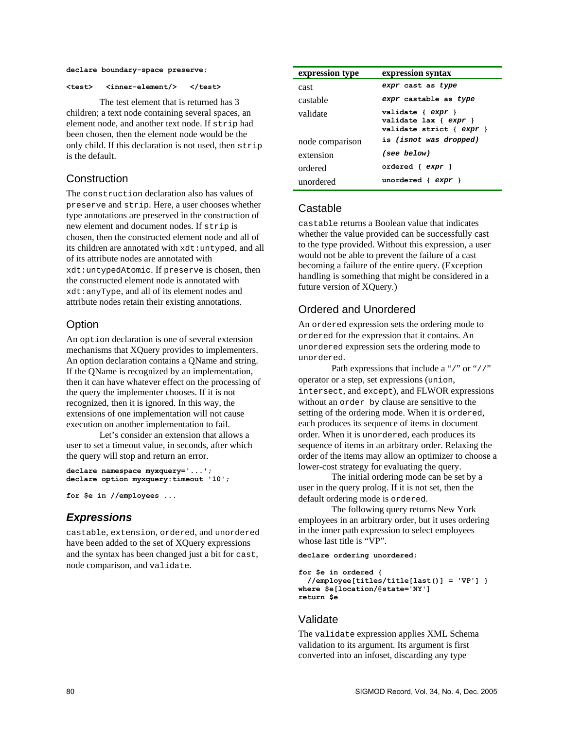```
declare boundary-space preserve;

<test>   <inner-element/>   </test>
```

The test element that is returned has 3 children; a text node containing several spaces, an element node, and another text node. If `strip` had been chosen, then the element node would be the only child. If this declaration is not used, then `strip` is the default.

### Construction

The `construction` declaration also has values of `preserve` and `strip`. Here, a user chooses whether type annotations are preserved in the construction of new element and document nodes. If `strip` is chosen, then the constructed element node and all of its children are annotated with `xdt:untyped`, and all of its attribute nodes are annotated with `xdt:untypedAtomic`. If `preserve` is chosen, then the constructed element node is annotated with `xdt:anyType`, and all of its element nodes and attribute nodes retain their existing annotations.

### Option

An `option` declaration is one of several extension mechanisms that XQuery provides to implementers. An option declaration contains a QName and string. If the QName is recognized by an implementation, then it can have whatever effect on the processing of the query the implementer chooses. If it is not recognized, then it is ignored. In this way, the extensions of one implementation will not cause execution on another implementation to fail.

Let's consider an extension that allows a user to set a timeout value, in seconds, after which the query will stop and return an error.

```
declare namespace myxquery='...';
declare option myxquery:timeout '10';

for $e in //employees ...
```

## *Expressions*

`castable`, `extension`, `ordered`, and `unordered` have been added to the set of XQuery expressions and the syntax has been changed just a bit for `cast`, node comparison, and `validate`.

| expression type | expression syntax |
|---|---|
| cast | ***expr*** **cast as** ***type*** |
| castable | ***expr*** **castable as** ***type*** |
| validate | **validate {** ***expr*** **}**<br>**validate lax {** ***expr*** **}**<br>**validate strict {** ***expr*** **}** |
| node comparison | **is** ***(isnot was dropped)*** |
| extension | ***(see below)*** |
| ordered | **ordered {** ***expr*** **}** |
| unordered | **unordered {** ***expr*** **}** |

### Castable

`castable` returns a Boolean value that indicates whether the value provided can be successfully cast to the type provided. Without this expression, a user would not be able to prevent the failure of a cast becoming a failure of the entire query. (Exception handling is something that might be considered in a future version of XQuery.)

### Ordered and Unordered

An `ordered` expression sets the ordering mode to `ordered` for the expression that it contains. An `unordered` expression sets the ordering mode to `unordered`.

Path expressions that include a "`/`" or "`//`" operator or a step, set expressions (`union`, `intersect`, and `except`), and FLWOR expressions without an `order by` clause are sensitive to the setting of the ordering mode. When it is `ordered`, each produces its sequence of items in document order. When it is `unordered`, each produces its sequence of items in an arbitrary order. Relaxing the order of the items may allow an optimizer to choose a lower-cost strategy for evaluating the query.

The initial ordering mode can be set by a user in the query prolog. If it is not set, then the default ordering mode is `ordered`.

The following query returns New York employees in an arbitrary order, but it uses ordering in the inner path expression to select employees whose last title is "VP".

```
declare ordering unordered;

for $e in ordered {
  //employee[titles/title[last()] = 'VP'] }
where $e[location/@state='NY']
return $e
```

### Validate

The `validate` expression applies XML Schema validation to its argument. Its argument is first converted into an infoset, discarding any type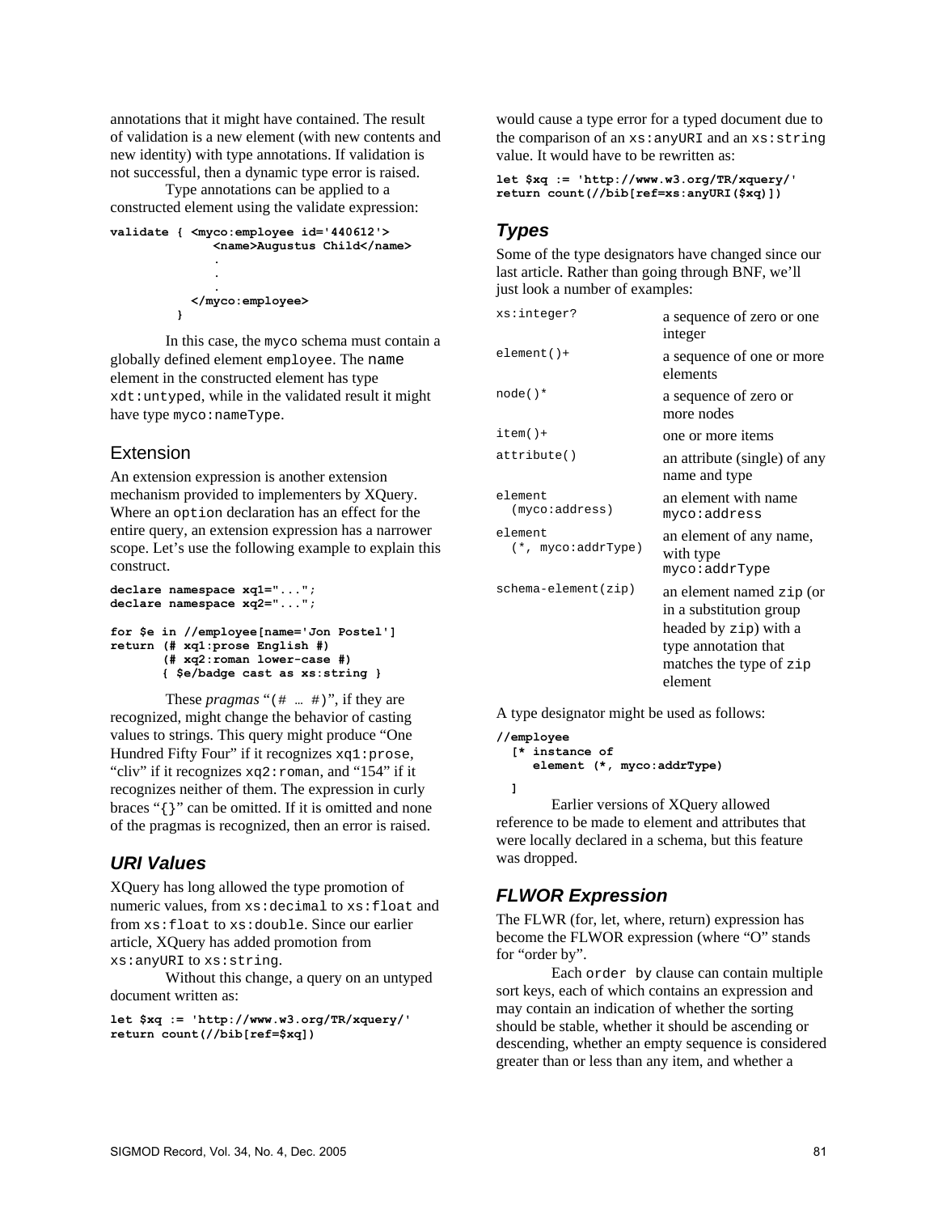annotations that it might have contained. The result of validation is a new element (with new contents and new identity) with type annotations. If validation is not successful, then a dynamic type error is raised.

Type annotations can be applied to a constructed element using the validate expression:

```
validate { <myco:employee id='440612'>
              <name>Augustus Child</name>
              .
              .
              .
           </myco:employee>
         }
```

In this case, the `myco` schema must contain a globally defined element `employee`. The `name` element in the constructed element has type `xdt:untyped`, while in the validated result it might have type `myco:nameType`.

### Extension

An extension expression is another extension mechanism provided to implementers by XQuery. Where an `option` declaration has an effect for the entire query, an extension expression has a narrower scope. Let's use the following example to explain this construct.

```
declare namespace xq1="...";
declare namespace xq2="...";

for $e in //employee[name='Jon Postel']
return (# xq1:prose English #)
       (# xq2:roman lower-case #)
       { $e/badge cast as xs:string }
```

These *pragmas* "`(# … #)`", if they are recognized, might change the behavior of casting values to strings. This query might produce "One Hundred Fifty Four" if it recognizes `xq1:prose`, "cliv" if it recognizes `xq2:roman`, and "154" if it recognizes neither of them. The expression in curly braces "`{}`" can be omitted. If it is omitted and none of the pragmas is recognized, then an error is raised.

## URI Values

XQuery has long allowed the type promotion of numeric values, from `xs:decimal` to `xs:float` and from `xs:float` to `xs:double`. Since our earlier article, XQuery has added promotion from `xs:anyURI` to `xs:string`.

Without this change, a query on an untyped document written as:

```
let $xq := 'http://www.w3.org/TR/xquery/'
return count(//bib[ref=$xq])
```

would cause a type error for a typed document due to the comparison of an `xs:anyURI` and an `xs:string` value. It would have to be rewritten as:

```
let $xq := 'http://www.w3.org/TR/xquery/'
return count(//bib[ref=xs:anyURI($xq)])
```

## Types

Some of the type designators have changed since our last article. Rather than going through BNF, we'll just look a number of examples:

| | |
|---|---|
| `xs:integer?` | a sequence of zero or one integer |
| `element()+` | a sequence of one or more elements |
| `node()*` | a sequence of zero or more nodes |
| `item()+` | one or more items |
| `attribute()` | an attribute (single) of any name and type |
| `element (myco:address)` | an element with name `myco:address` |
| `element (*, myco:addrType)` | an element of any name, with type `myco:addrType` |
| `schema-element(zip)` | an element named `zip` (or in a substitution group headed by `zip`) with a type annotation that matches the type of `zip` element |

A type designator might be used as follows:

```
//employee
  [* instance of
     element (*, myco:addrType)
  ]
```

Earlier versions of XQuery allowed reference to be made to element and attributes that were locally declared in a schema, but this feature was dropped.

## FLWOR Expression

The FLWR (for, let, where, return) expression has become the FLWOR expression (where "O" stands for "order by".

Each `order by` clause can contain multiple sort keys, each of which contains an expression and may contain an indication of whether the sorting should be stable, whether it should be ascending or descending, whether an empty sequence is considered greater than or less than any item, and whether a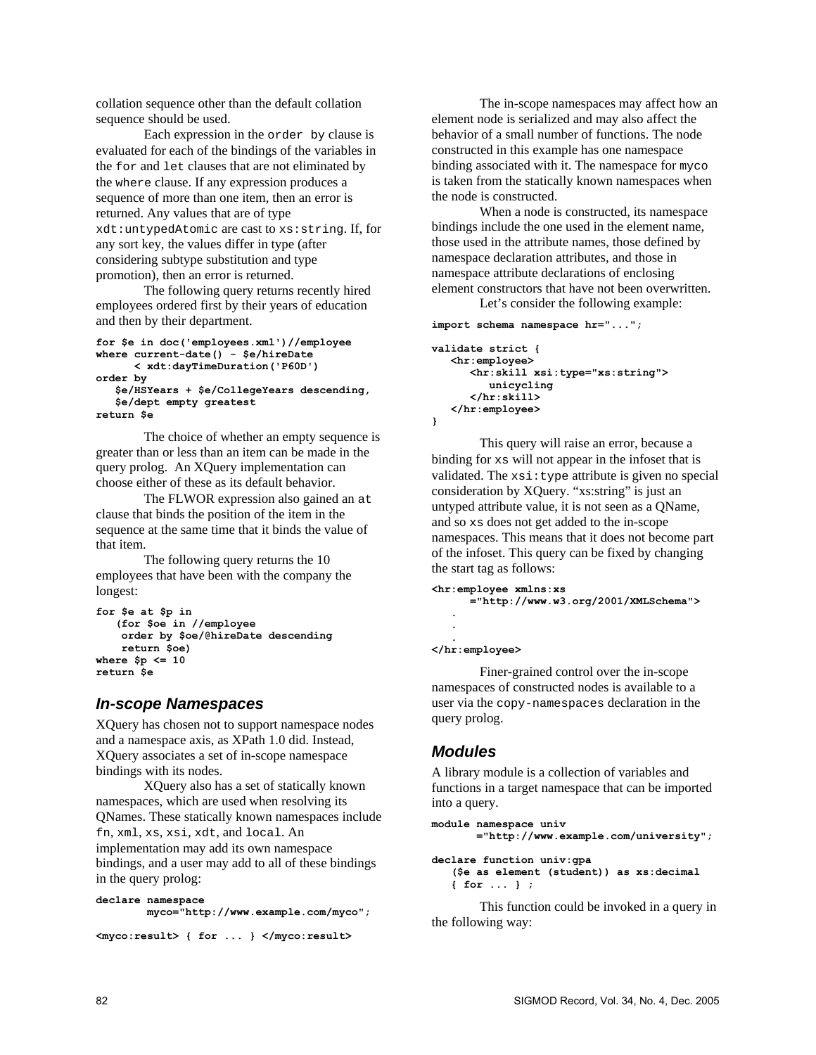collation sequence other than the default collation sequence should be used.

Each expression in the `order by` clause is evaluated for each of the bindings of the variables in the `for` and `let` clauses that are not eliminated by the `where` clause. If any expression produces a sequence of more than one item, then an error is returned. Any values that are of type `xdt:untypedAtomic` are cast to `xs:string`. If, for any sort key, the values differ in type (after considering subtype substitution and type promotion), then an error is returned.

The following query returns recently hired employees ordered first by their years of education and then by their department.

```
for $e in doc('employees.xml')//employee
where current-date() - $e/hireDate
      < xdt:dayTimeDuration('P60D')
order by
   $e/HSYears + $e/CollegeYears descending,
   $e/dept empty greatest
return $e
```

The choice of whether an empty sequence is greater than or less than an item can be made in the query prolog. An XQuery implementation can choose either of these as its default behavior.

The FLWOR expression also gained an `at` clause that binds the position of the item in the sequence at the same time that it binds the value of that item.

The following query returns the 10 employees that have been with the company the longest:

```
for $e at $p in
   (for $oe in //employee
    order by $oe/@hireDate descending
    return $oe)
where $p <= 10
return $e
```

### In-scope Namespaces

XQuery has chosen not to support namespace nodes and a namespace axis, as XPath 1.0 did. Instead, XQuery associates a set of in-scope namespace bindings with its nodes.

XQuery also has a set of statically known namespaces, which are used when resolving its QNames. These statically known namespaces include `fn`, `xml`, `xs`, `xsi`, `xdt`, and `local`. An implementation may add its own namespace bindings, and a user may add to all of these bindings in the query prolog:

```
declare namespace
        myco="http://www.example.com/myco";

<myco:result> { for ... } </myco:result>
```

The in-scope namespaces may affect how an element node is serialized and may also affect the behavior of a small number of functions. The node constructed in this example has one namespace binding associated with it. The namespace for `myco` is taken from the statically known namespaces when the node is constructed.

When a node is constructed, its namespace bindings include the one used in the element name, those used in the attribute names, those defined by namespace declaration attributes, and those in namespace attribute declarations of enclosing element constructors that have not been overwritten.

Let's consider the following example:

```
import schema namespace hr="...";

validate strict {
   <hr:employee>
      <hr:skill xsi:type="xs:string">
         unicycling
      </hr:skill>
   </hr:employee>
}
```

This query will raise an error, because a binding for `xs` will not appear in the infoset that is validated. The `xsi:type` attribute is given no special consideration by XQuery. "xs:string" is just an untyped attribute value, it is not seen as a QName, and so `xs` does not get added to the in-scope namespaces. This means that it does not become part of the infoset. This query can be fixed by changing the start tag as follows:

```
<hr:employee xmlns:xs
      ="http://www.w3.org/2001/XMLSchema">
   .
   .
   .
</hr:employee>
```

Finer-grained control over the in-scope namespaces of constructed nodes is available to a user via the `copy-namespaces` declaration in the query prolog.

### Modules

A library module is a collection of variables and functions in a target namespace that can be imported into a query.

```
module namespace univ
       ="http://www.example.com/university";

declare function univ:gpa
   ($e as element (student)) as xs:decimal
   { for ... } ;
```

This function could be invoked in a query in the following way: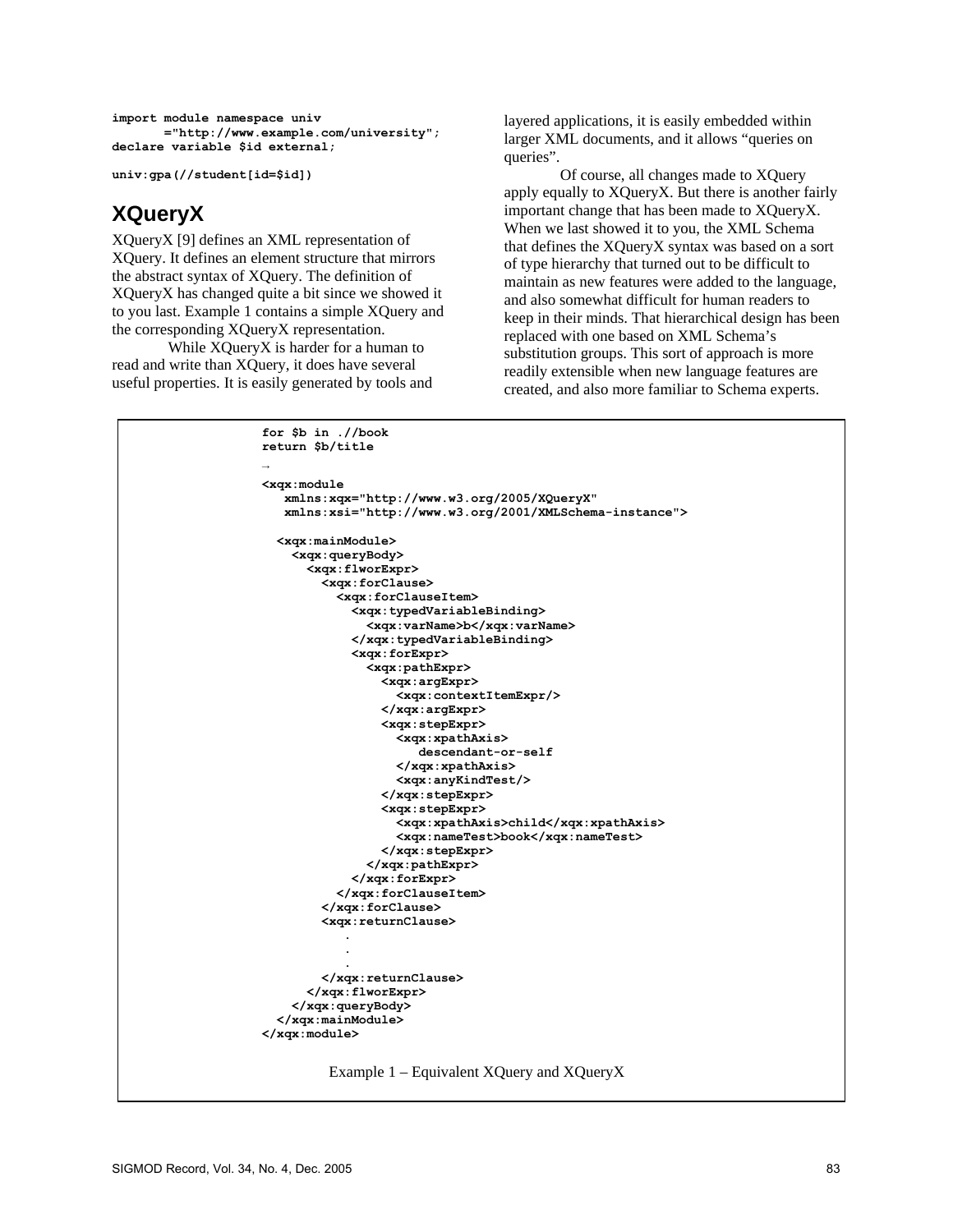```
import module namespace univ
       ="http://www.example.com/university";
declare variable $id external;

univ:gpa(//student[id=$id])
```

## XQueryX

XQueryX [9] defines an XML representation of XQuery. It defines an element structure that mirrors the abstract syntax of XQuery. The definition of XQueryX has changed quite a bit since we showed it to you last. Example 1 contains a simple XQuery and the corresponding XQueryX representation.

While XQueryX is harder for a human to read and write than XQuery, it does have several useful properties. It is easily generated by tools and layered applications, it is easily embedded within larger XML documents, and it allows "queries on queries".

Of course, all changes made to XQuery apply equally to XQueryX. But there is another fairly important change that has been made to XQueryX. When we last showed it to you, the XML Schema that defines the XQueryX syntax was based on a sort of type hierarchy that turned out to be difficult to maintain as new features were added to the language, and also somewhat difficult for human readers to keep in their minds. That hierarchical design has been replaced with one based on XML Schema's substitution groups. This sort of approach is more readily extensible when new language features are created, and also more familiar to Schema experts.

```
for $b in .//book
return $b/title
→
<xqx:module
   xmlns:xqx="http://www.w3.org/2005/XQueryX"
   xmlns:xsi="http://www.w3.org/2001/XMLSchema-instance">

  <xqx:mainModule>
    <xqx:queryBody>
      <xqx:flworExpr>
        <xqx:forClause>
          <xqx:forClauseItem>
            <xqx:typedVariableBinding>
              <xqx:varName>b</xqx:varName>
            </xqx:typedVariableBinding>
            <xqx:forExpr>
              <xqx:pathExpr>
                <xqx:argExpr>
                  <xqx:contextItemExpr/>
                </xqx:argExpr>
                <xqx:stepExpr>
                  <xqx:xpathAxis>
                     descendant-or-self
                  </xqx:xpathAxis>
                  <xqx:anyKindTest/>
                </xqx:stepExpr>
                <xqx:stepExpr>
                  <xqx:xpathAxis>child</xqx:xpathAxis>
                  <xqx:nameTest>book</xqx:nameTest>
                </xqx:stepExpr>
              </xqx:pathExpr>
            </xqx:forExpr>
          </xqx:forClauseItem>
        </xqx:forClause>
        <xqx:returnClause>
           .
           .
           .
        </xqx:returnClause>
      </xqx:flworExpr>
    </xqx:queryBody>
  </xqx:mainModule>
</xqx:module>
```

Example 1 – Equivalent XQuery and XQueryX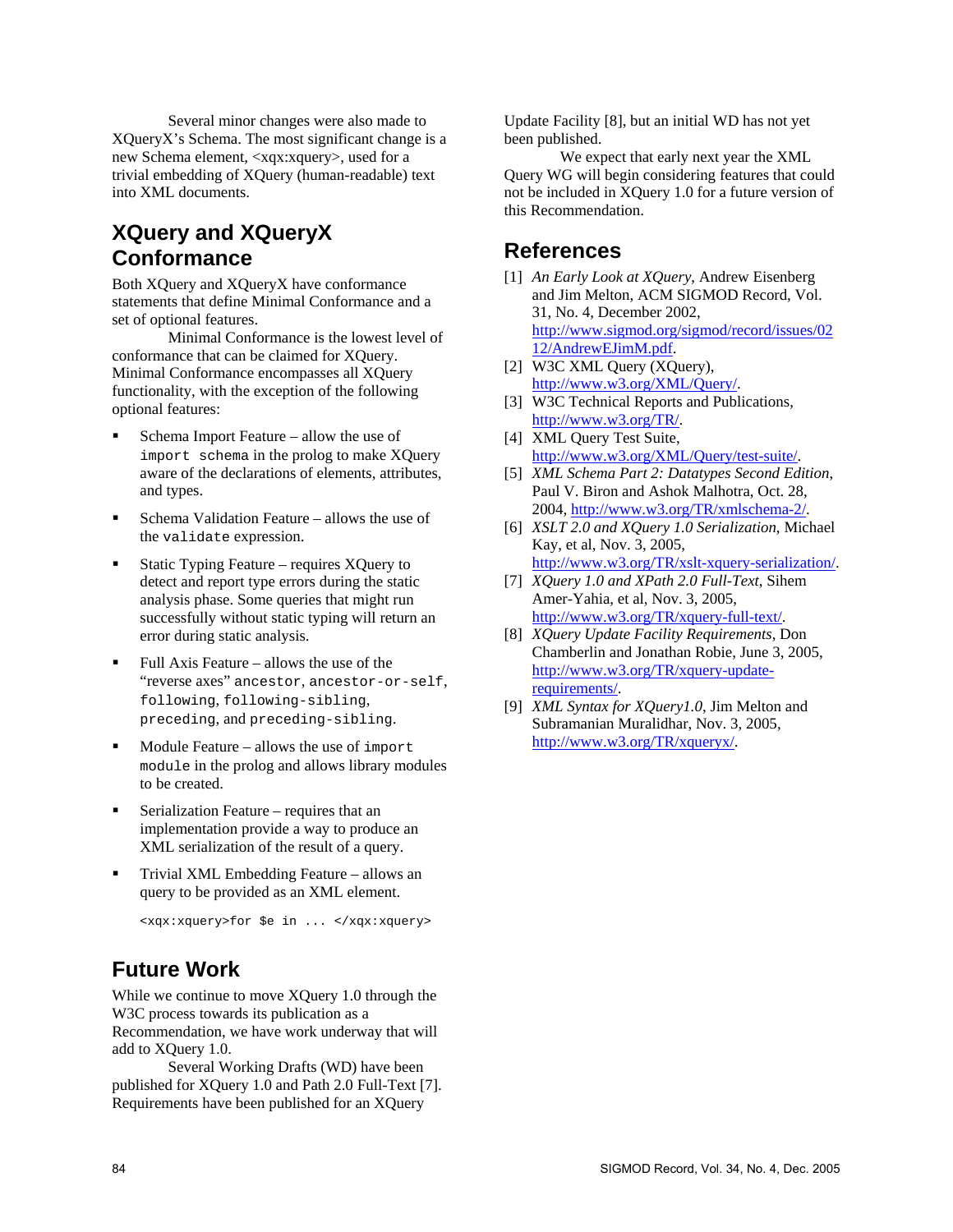Several minor changes were also made to XQueryX's Schema. The most significant change is a new Schema element, <xqx:xquery>, used for a trivial embedding of XQuery (human-readable) text into XML documents.

## XQuery and XQueryX Conformance

Both XQuery and XQueryX have conformance statements that define Minimal Conformance and a set of optional features.

Minimal Conformance is the lowest level of conformance that can be claimed for XQuery. Minimal Conformance encompasses all XQuery functionality, with the exception of the following optional features:

- Schema Import Feature – allow the use of `import schema` in the prolog to make XQuery aware of the declarations of elements, attributes, and types.
- Schema Validation Feature – allows the use of the `validate` expression.
- Static Typing Feature – requires XQuery to detect and report type errors during the static analysis phase. Some queries that might run successfully without static typing will return an error during static analysis.
- Full Axis Feature – allows the use of the "reverse axes" `ancestor`, `ancestor-or-self`, `following`, `following-sibling`, `preceding`, and `preceding-sibling`.
- Module Feature – allows the use of `import module` in the prolog and allows library modules to be created.
- Serialization Feature – requires that an implementation provide a way to produce an XML serialization of the result of a query.
- Trivial XML Embedding Feature – allows an query to be provided as an XML element.

```
<xqx:xquery>for $e in ... </xqx:xquery>
```

## Future Work

While we continue to move XQuery 1.0 through the W3C process towards its publication as a Recommendation, we have work underway that will add to XQuery 1.0.

Several Working Drafts (WD) have been published for XQuery 1.0 and Path 2.0 Full-Text [7]. Requirements have been published for an XQuery Update Facility [8], but an initial WD has not yet been published.

We expect that early next year the XML Query WG will begin considering features that could not be included in XQuery 1.0 for a future version of this Recommendation.

## References

[1] *An Early Look at XQuery*, Andrew Eisenberg and Jim Melton, ACM SIGMOD Record, Vol. 31, No. 4, December 2002, http://www.sigmod.org/sigmod/record/issues/0212/AndrewEJimM.pdf.

[2] W3C XML Query (XQuery), http://www.w3.org/XML/Query/.

[3] W3C Technical Reports and Publications, http://www.w3.org/TR/.

[4] XML Query Test Suite, http://www.w3.org/XML/Query/test-suite/.

[5] *XML Schema Part 2: Datatypes Second Edition*, Paul V. Biron and Ashok Malhotra, Oct. 28, 2004, http://www.w3.org/TR/xmlschema-2/.

[6] *XSLT 2.0 and XQuery 1.0 Serialization*, Michael Kay, et al, Nov. 3, 2005, http://www.w3.org/TR/xslt-xquery-serialization/.

[7] *XQuery 1.0 and XPath 2.0 Full-Text*, Sihem Amer-Yahia, et al, Nov. 3, 2005, http://www.w3.org/TR/xquery-full-text/.

[8] *XQuery Update Facility Requirements*, Don Chamberlin and Jonathan Robie, June 3, 2005, http://www.w3.org/TR/xquery-update-requirements/.

[9] *XML Syntax for XQuery1.0*, Jim Melton and Subramanian Muralidhar, Nov. 3, 2005, http://www.w3.org/TR/xqueryx/.